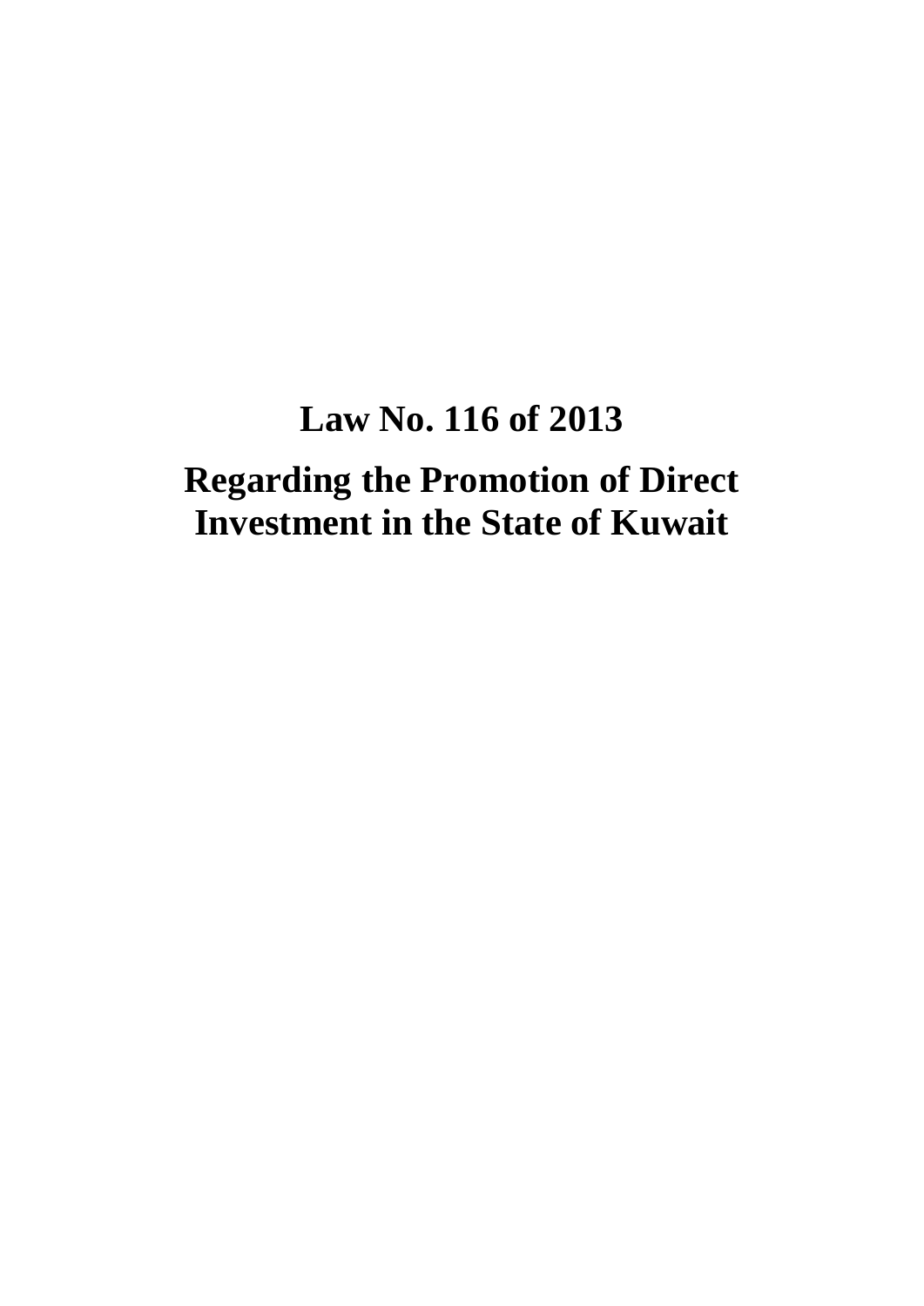# Law No. 116 of 2013

## Regarding the Promotion of Direct Investment in the State of Kuwait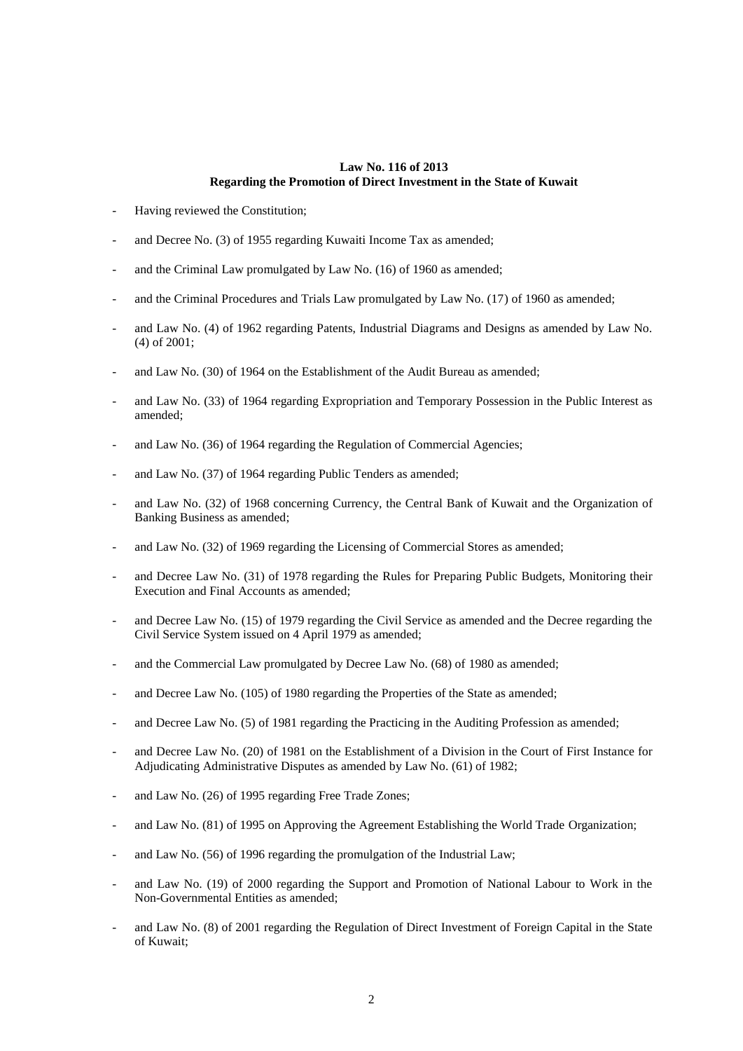**Law No. 116 of 2013**
**Regarding the Promotion of Direct Investment in the State of Kuwait**

- Having reviewed the Constitution;
- and Decree No. (3) of 1955 regarding Kuwaiti Income Tax as amended;
- and the Criminal Law promulgated by Law No. (16) of 1960 as amended;
- and the Criminal Procedures and Trials Law promulgated by Law No. (17) of 1960 as amended;
- and Law No. (4) of 1962 regarding Patents, Industrial Diagrams and Designs as amended by Law No. (4) of 2001;
- and Law No. (30) of 1964 on the Establishment of the Audit Bureau as amended;
- and Law No. (33) of 1964 regarding Expropriation and Temporary Possession in the Public Interest as amended;
- and Law No. (36) of 1964 regarding the Regulation of Commercial Agencies;
- and Law No. (37) of 1964 regarding Public Tenders as amended;
- and Law No. (32) of 1968 concerning Currency, the Central Bank of Kuwait and the Organization of Banking Business as amended;
- and Law No. (32) of 1969 regarding the Licensing of Commercial Stores as amended;
- and Decree Law No. (31) of 1978 regarding the Rules for Preparing Public Budgets, Monitoring their Execution and Final Accounts as amended;
- and Decree Law No. (15) of 1979 regarding the Civil Service as amended and the Decree regarding the Civil Service System issued on 4 April 1979 as amended;
- and the Commercial Law promulgated by Decree Law No. (68) of 1980 as amended;
- and Decree Law No. (105) of 1980 regarding the Properties of the State as amended;
- and Decree Law No. (5) of 1981 regarding the Practicing in the Auditing Profession as amended;
- and Decree Law No. (20) of 1981 on the Establishment of a Division in the Court of First Instance for Adjudicating Administrative Disputes as amended by Law No. (61) of 1982;
- and Law No. (26) of 1995 regarding Free Trade Zones;
- and Law No. (81) of 1995 on Approving the Agreement Establishing the World Trade Organization;
- and Law No. (56) of 1996 regarding the promulgation of the Industrial Law;
- and Law No. (19) of 2000 regarding the Support and Promotion of National Labour to Work in the Non-Governmental Entities as amended;
- and Law No. (8) of 2001 regarding the Regulation of Direct Investment of Foreign Capital in the State of Kuwait;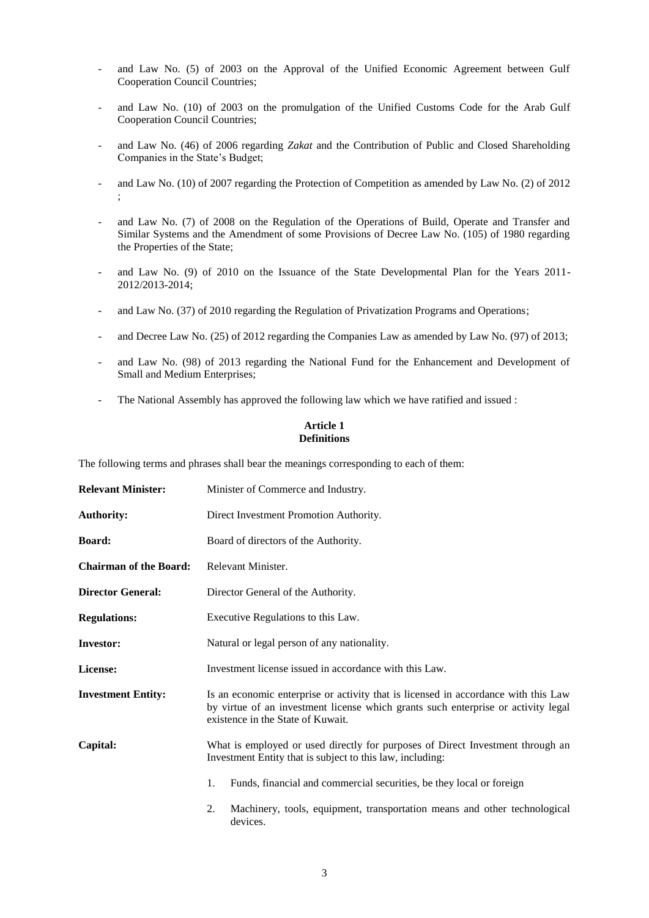- and Law No. (5) of 2003 on the Approval of the Unified Economic Agreement between Gulf Cooperation Council Countries;

- and Law No. (10) of 2003 on the promulgation of the Unified Customs Code for the Arab Gulf Cooperation Council Countries;

- and Law No. (46) of 2006 regarding *Zakat* and the Contribution of Public and Closed Shareholding Companies in the State's Budget;

- and Law No. (10) of 2007 regarding the Protection of Competition as amended by Law No. (2) of 2012 ;

- and Law No. (7) of 2008 on the Regulation of the Operations of Build, Operate and Transfer and Similar Systems and the Amendment of some Provisions of Decree Law No. (105) of 1980 regarding the Properties of the State;

- and Law No. (9) of 2010 on the Issuance of the State Developmental Plan for the Years 2011-2012/2013-2014;

- and Law No. (37) of 2010 regarding the Regulation of Privatization Programs and Operations;

- and Decree Law No. (25) of 2012 regarding the Companies Law as amended by Law No. (97) of 2013;

- and Law No. (98) of 2013 regarding the National Fund for the Enhancement and Development of Small and Medium Enterprises;

- The National Assembly has approved the following law which we have ratified and issued :

**Article 1**
**Definitions**

The following terms and phrases shall bear the meanings corresponding to each of them:

**Relevant Minister:** Minister of Commerce and Industry.

**Authority:** Direct Investment Promotion Authority.

**Board:** Board of directors of the Authority.

**Chairman of the Board:** Relevant Minister.

**Director General:** Director General of the Authority.

**Regulations:** Executive Regulations to this Law.

**Investor:** Natural or legal person of any nationality.

**License:** Investment license issued in accordance with this Law.

**Investment Entity:** Is an economic enterprise or activity that is licensed in accordance with this Law by virtue of an investment license which grants such enterprise or activity legal existence in the State of Kuwait.

**Capital:** What is employed or used directly for purposes of Direct Investment through an Investment Entity that is subject to this law, including:

1. Funds, financial and commercial securities, be they local or foreign

2. Machinery, tools, equipment, transportation means and other technological devices.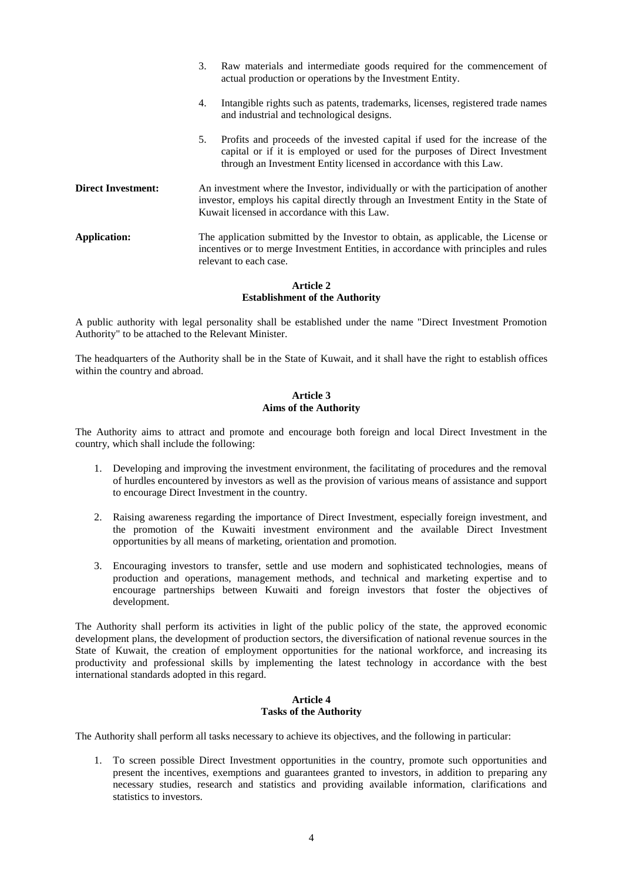3. Raw materials and intermediate goods required for the commencement of actual production or operations by the Investment Entity.

4. Intangible rights such as patents, trademarks, licenses, registered trade names and industrial and technological designs.

5. Profits and proceeds of the invested capital if used for the increase of the capital or if it is employed or used for the purposes of Direct Investment through an Investment Entity licensed in accordance with this Law.

**Direct Investment:** An investment where the Investor, individually or with the participation of another investor, employs his capital directly through an Investment Entity in the State of Kuwait licensed in accordance with this Law.

**Application:** The application submitted by the Investor to obtain, as applicable, the License or incentives or to merge Investment Entities, in accordance with principles and rules relevant to each case.

## Article 2
## Establishment of the Authority

A public authority with legal personality shall be established under the name "Direct Investment Promotion Authority" to be attached to the Relevant Minister.

The headquarters of the Authority shall be in the State of Kuwait, and it shall have the right to establish offices within the country and abroad.

## Article 3
## Aims of the Authority

The Authority aims to attract and promote and encourage both foreign and local Direct Investment in the country, which shall include the following:

1. Developing and improving the investment environment, the facilitating of procedures and the removal of hurdles encountered by investors as well as the provision of various means of assistance and support to encourage Direct Investment in the country.

2. Raising awareness regarding the importance of Direct Investment, especially foreign investment, and the promotion of the Kuwaiti investment environment and the available Direct Investment opportunities by all means of marketing, orientation and promotion.

3. Encouraging investors to transfer, settle and use modern and sophisticated technologies, means of production and operations, management methods, and technical and marketing expertise and to encourage partnerships between Kuwaiti and foreign investors that foster the objectives of development.

The Authority shall perform its activities in light of the public policy of the state, the approved economic development plans, the development of production sectors, the diversification of national revenue sources in the State of Kuwait, the creation of employment opportunities for the national workforce, and increasing its productivity and professional skills by implementing the latest technology in accordance with the best international standards adopted in this regard.

## Article 4
## Tasks of the Authority

The Authority shall perform all tasks necessary to achieve its objectives, and the following in particular:

1. To screen possible Direct Investment opportunities in the country, promote such opportunities and present the incentives, exemptions and guarantees granted to investors, in addition to preparing any necessary studies, research and statistics and providing available information, clarifications and statistics to investors.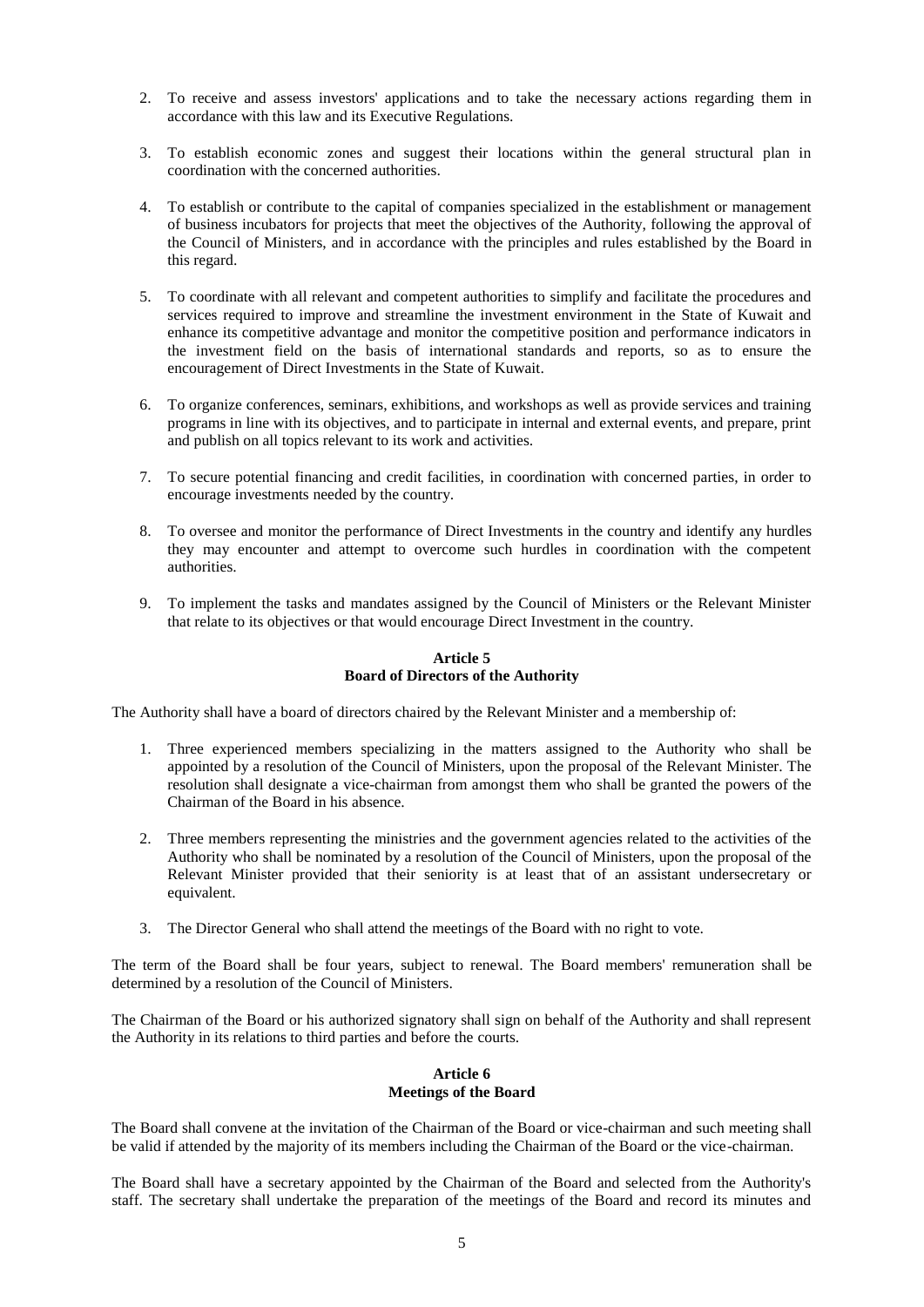2. To receive and assess investors' applications and to take the necessary actions regarding them in accordance with this law and its Executive Regulations.

3. To establish economic zones and suggest their locations within the general structural plan in coordination with the concerned authorities.

4. To establish or contribute to the capital of companies specialized in the establishment or management of business incubators for projects that meet the objectives of the Authority, following the approval of the Council of Ministers, and in accordance with the principles and rules established by the Board in this regard.

5. To coordinate with all relevant and competent authorities to simplify and facilitate the procedures and services required to improve and streamline the investment environment in the State of Kuwait and enhance its competitive advantage and monitor the competitive position and performance indicators in the investment field on the basis of international standards and reports, so as to ensure the encouragement of Direct Investments in the State of Kuwait.

6. To organize conferences, seminars, exhibitions, and workshops as well as provide services and training programs in line with its objectives, and to participate in internal and external events, and prepare, print and publish on all topics relevant to its work and activities.

7. To secure potential financing and credit facilities, in coordination with concerned parties, in order to encourage investments needed by the country.

8. To oversee and monitor the performance of Direct Investments in the country and identify any hurdles they may encounter and attempt to overcome such hurdles in coordination with the competent authorities.

9. To implement the tasks and mandates assigned by the Council of Ministers or the Relevant Minister that relate to its objectives or that would encourage Direct Investment in the country.

**Article 5**
**Board of Directors of the Authority**

The Authority shall have a board of directors chaired by the Relevant Minister and a membership of:

1. Three experienced members specializing in the matters assigned to the Authority who shall be appointed by a resolution of the Council of Ministers, upon the proposal of the Relevant Minister. The resolution shall designate a vice-chairman from amongst them who shall be granted the powers of the Chairman of the Board in his absence.

2. Three members representing the ministries and the government agencies related to the activities of the Authority who shall be nominated by a resolution of the Council of Ministers, upon the proposal of the Relevant Minister provided that their seniority is at least that of an assistant undersecretary or equivalent.

3. The Director General who shall attend the meetings of the Board with no right to vote.

The term of the Board shall be four years, subject to renewal. The Board members' remuneration shall be determined by a resolution of the Council of Ministers.

The Chairman of the Board or his authorized signatory shall sign on behalf of the Authority and shall represent the Authority in its relations to third parties and before the courts.

**Article 6**
**Meetings of the Board**

The Board shall convene at the invitation of the Chairman of the Board or vice-chairman and such meeting shall be valid if attended by the majority of its members including the Chairman of the Board or the vice-chairman.

The Board shall have a secretary appointed by the Chairman of the Board and selected from the Authority's staff. The secretary shall undertake the preparation of the meetings of the Board and record its minutes and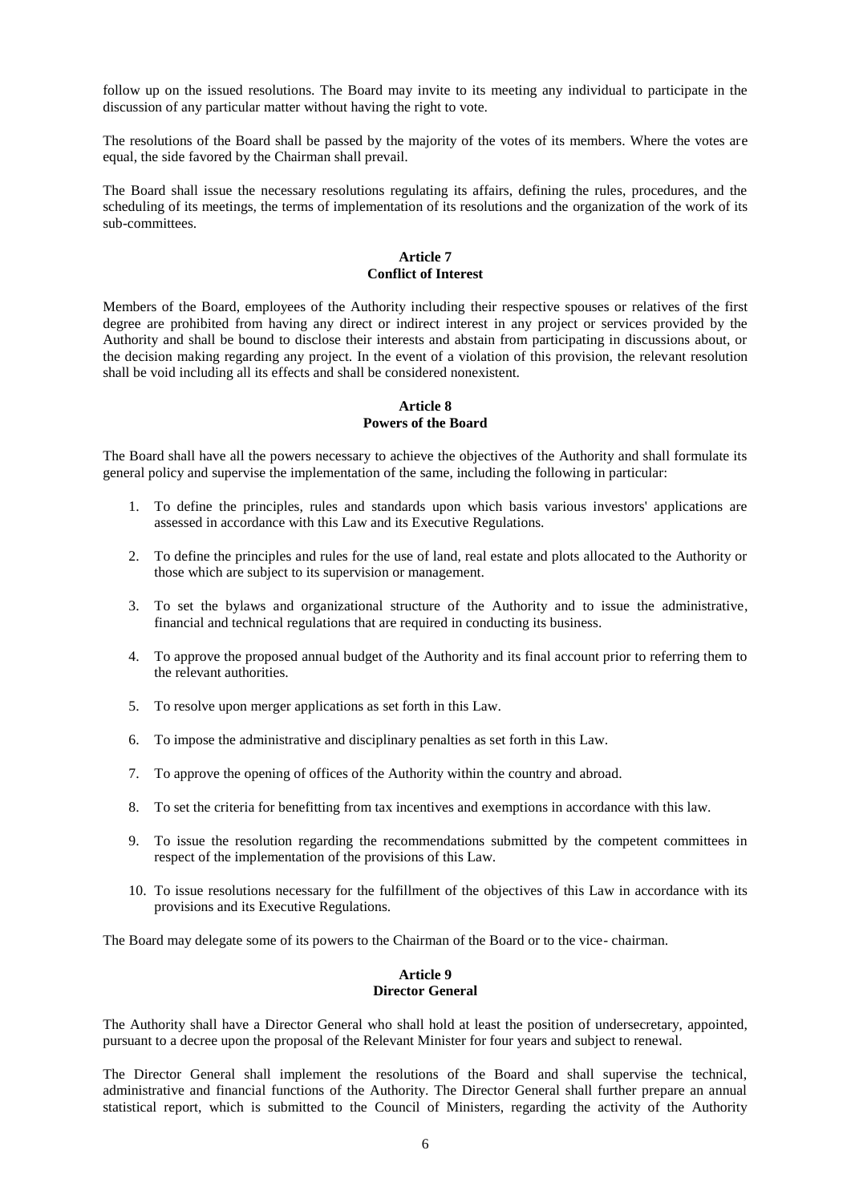follow up on the issued resolutions. The Board may invite to its meeting any individual to participate in the discussion of any particular matter without having the right to vote.

The resolutions of the Board shall be passed by the majority of the votes of its members. Where the votes are equal, the side favored by the Chairman shall prevail.

The Board shall issue the necessary resolutions regulating its affairs, defining the rules, procedures, and the scheduling of its meetings, the terms of implementation of its resolutions and the organization of the work of its sub-committees.

### Article 7
### Conflict of Interest

Members of the Board, employees of the Authority including their respective spouses or relatives of the first degree are prohibited from having any direct or indirect interest in any project or services provided by the Authority and shall be bound to disclose their interests and abstain from participating in discussions about, or the decision making regarding any project. In the event of a violation of this provision, the relevant resolution shall be void including all its effects and shall be considered nonexistent.

### Article 8
### Powers of the Board

The Board shall have all the powers necessary to achieve the objectives of the Authority and shall formulate its general policy and supervise the implementation of the same, including the following in particular:

1. To define the principles, rules and standards upon which basis various investors' applications are assessed in accordance with this Law and its Executive Regulations.
2. To define the principles and rules for the use of land, real estate and plots allocated to the Authority or those which are subject to its supervision or management.
3. To set the bylaws and organizational structure of the Authority and to issue the administrative, financial and technical regulations that are required in conducting its business.
4. To approve the proposed annual budget of the Authority and its final account prior to referring them to the relevant authorities.
5. To resolve upon merger applications as set forth in this Law.
6. To impose the administrative and disciplinary penalties as set forth in this Law.
7. To approve the opening of offices of the Authority within the country and abroad.
8. To set the criteria for benefitting from tax incentives and exemptions in accordance with this law.
9. To issue the resolution regarding the recommendations submitted by the competent committees in respect of the implementation of the provisions of this Law.
10. To issue resolutions necessary for the fulfillment of the objectives of this Law in accordance with its provisions and its Executive Regulations.

The Board may delegate some of its powers to the Chairman of the Board or to the vice- chairman.

### Article 9
### Director General

The Authority shall have a Director General who shall hold at least the position of undersecretary, appointed, pursuant to a decree upon the proposal of the Relevant Minister for four years and subject to renewal.

The Director General shall implement the resolutions of the Board and shall supervise the technical, administrative and financial functions of the Authority. The Director General shall further prepare an annual statistical report, which is submitted to the Council of Ministers, regarding the activity of the Authority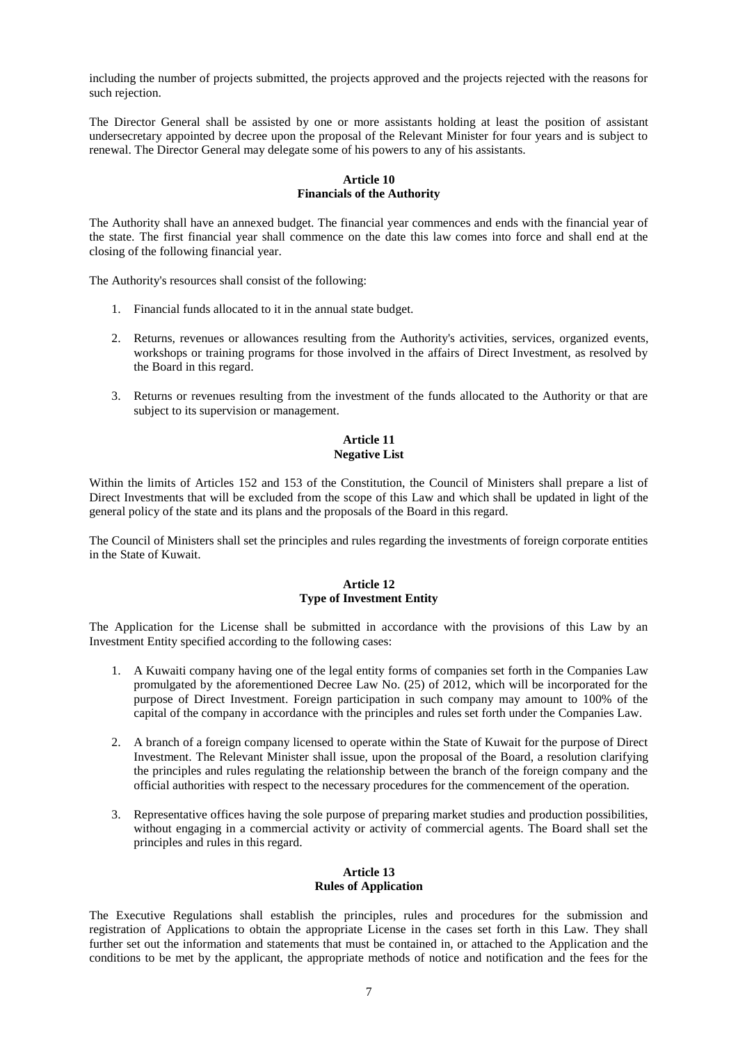including the number of projects submitted, the projects approved and the projects rejected with the reasons for such rejection.

The Director General shall be assisted by one or more assistants holding at least the position of assistant undersecretary appointed by decree upon the proposal of the Relevant Minister for four years and is subject to renewal. The Director General may delegate some of his powers to any of his assistants.

**Article 10**
**Financials of the Authority**

The Authority shall have an annexed budget. The financial year commences and ends with the financial year of the state. The first financial year shall commence on the date this law comes into force and shall end at the closing of the following financial year.

The Authority's resources shall consist of the following:

1. Financial funds allocated to it in the annual state budget.

2. Returns, revenues or allowances resulting from the Authority's activities, services, organized events, workshops or training programs for those involved in the affairs of Direct Investment, as resolved by the Board in this regard.

3. Returns or revenues resulting from the investment of the funds allocated to the Authority or that are subject to its supervision or management.

**Article 11**
**Negative List**

Within the limits of Articles 152 and 153 of the Constitution, the Council of Ministers shall prepare a list of Direct Investments that will be excluded from the scope of this Law and which shall be updated in light of the general policy of the state and its plans and the proposals of the Board in this regard.

The Council of Ministers shall set the principles and rules regarding the investments of foreign corporate entities in the State of Kuwait.

**Article 12**
**Type of Investment Entity**

The Application for the License shall be submitted in accordance with the provisions of this Law by an Investment Entity specified according to the following cases:

1. A Kuwaiti company having one of the legal entity forms of companies set forth in the Companies Law promulgated by the aforementioned Decree Law No. (25) of 2012, which will be incorporated for the purpose of Direct Investment. Foreign participation in such company may amount to 100% of the capital of the company in accordance with the principles and rules set forth under the Companies Law.

2. A branch of a foreign company licensed to operate within the State of Kuwait for the purpose of Direct Investment. The Relevant Minister shall issue, upon the proposal of the Board, a resolution clarifying the principles and rules regulating the relationship between the branch of the foreign company and the official authorities with respect to the necessary procedures for the commencement of the operation.

3. Representative offices having the sole purpose of preparing market studies and production possibilities, without engaging in a commercial activity or activity of commercial agents. The Board shall set the principles and rules in this regard.

**Article 13**
**Rules of Application**

The Executive Regulations shall establish the principles, rules and procedures for the submission and registration of Applications to obtain the appropriate License in the cases set forth in this Law. They shall further set out the information and statements that must be contained in, or attached to the Application and the conditions to be met by the applicant, the appropriate methods of notice and notification and the fees for the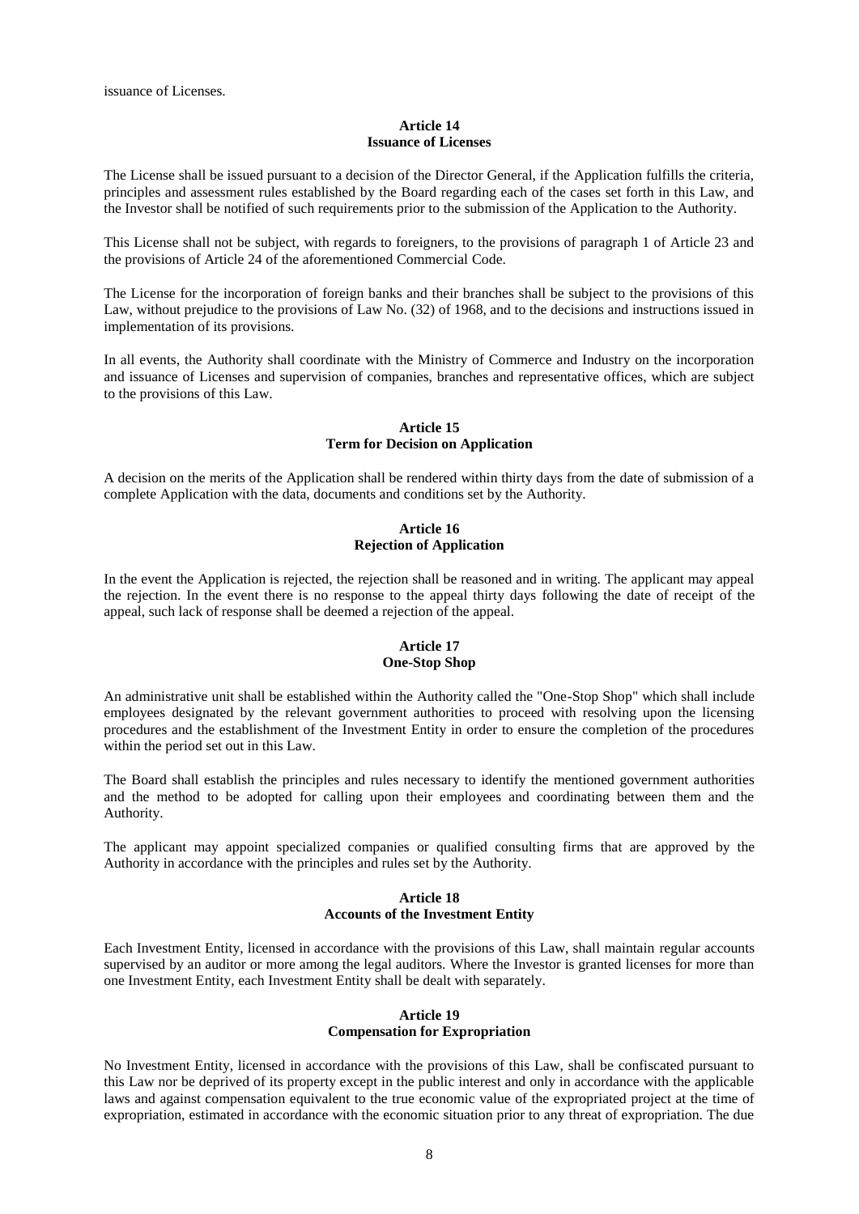issuance of Licenses.

**Article 14**
**Issuance of Licenses**

The License shall be issued pursuant to a decision of the Director General, if the Application fulfills the criteria, principles and assessment rules established by the Board regarding each of the cases set forth in this Law, and the Investor shall be notified of such requirements prior to the submission of the Application to the Authority.

This License shall not be subject, with regards to foreigners, to the provisions of paragraph 1 of Article 23 and the provisions of Article 24 of the aforementioned Commercial Code.

The License for the incorporation of foreign banks and their branches shall be subject to the provisions of this Law, without prejudice to the provisions of Law No. (32) of 1968, and to the decisions and instructions issued in implementation of its provisions.

In all events, the Authority shall coordinate with the Ministry of Commerce and Industry on the incorporation and issuance of Licenses and supervision of companies, branches and representative offices, which are subject to the provisions of this Law.

**Article 15**
**Term for Decision on Application**

A decision on the merits of the Application shall be rendered within thirty days from the date of submission of a complete Application with the data, documents and conditions set by the Authority.

**Article 16**
**Rejection of Application**

In the event the Application is rejected, the rejection shall be reasoned and in writing. The applicant may appeal the rejection. In the event there is no response to the appeal thirty days following the date of receipt of the appeal, such lack of response shall be deemed a rejection of the appeal.

**Article 17**
**One-Stop Shop**

An administrative unit shall be established within the Authority called the "One-Stop Shop" which shall include employees designated by the relevant government authorities to proceed with resolving upon the licensing procedures and the establishment of the Investment Entity in order to ensure the completion of the procedures within the period set out in this Law.

The Board shall establish the principles and rules necessary to identify the mentioned government authorities and the method to be adopted for calling upon their employees and coordinating between them and the Authority.

The applicant may appoint specialized companies or qualified consulting firms that are approved by the Authority in accordance with the principles and rules set by the Authority.

**Article 18**
**Accounts of the Investment Entity**

Each Investment Entity, licensed in accordance with the provisions of this Law, shall maintain regular accounts supervised by an auditor or more among the legal auditors. Where the Investor is granted licenses for more than one Investment Entity, each Investment Entity shall be dealt with separately.

**Article 19**
**Compensation for Expropriation**

No Investment Entity, licensed in accordance with the provisions of this Law, shall be confiscated pursuant to this Law nor be deprived of its property except in the public interest and only in accordance with the applicable laws and against compensation equivalent to the true economic value of the expropriated project at the time of expropriation, estimated in accordance with the economic situation prior to any threat of expropriation. The due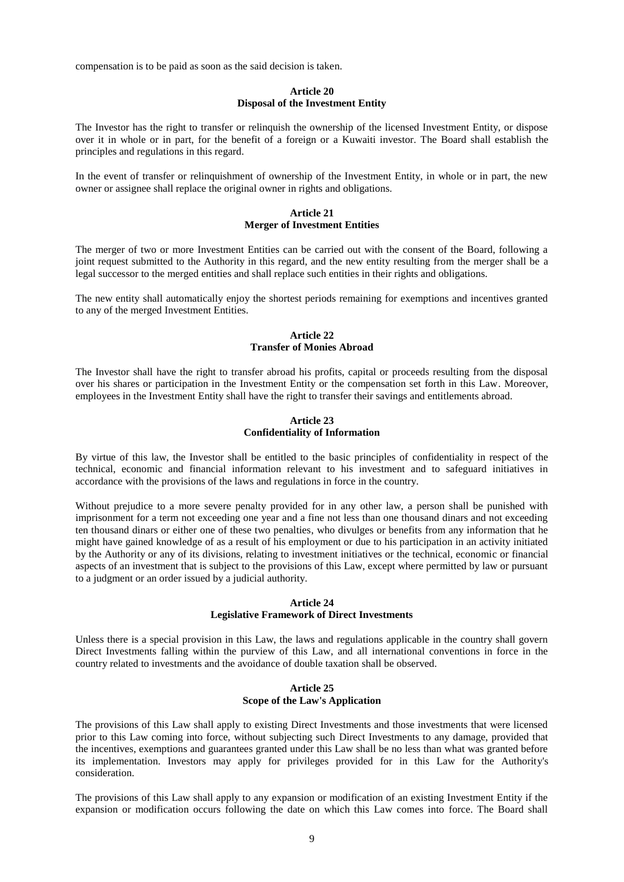compensation is to be paid as soon as the said decision is taken.

**Article 20**
**Disposal of the Investment Entity**

The Investor has the right to transfer or relinquish the ownership of the licensed Investment Entity, or dispose over it in whole or in part, for the benefit of a foreign or a Kuwaiti investor. The Board shall establish the principles and regulations in this regard.

In the event of transfer or relinquishment of ownership of the Investment Entity, in whole or in part, the new owner or assignee shall replace the original owner in rights and obligations.

**Article 21**
**Merger of Investment Entities**

The merger of two or more Investment Entities can be carried out with the consent of the Board, following a joint request submitted to the Authority in this regard, and the new entity resulting from the merger shall be a legal successor to the merged entities and shall replace such entities in their rights and obligations.

The new entity shall automatically enjoy the shortest periods remaining for exemptions and incentives granted to any of the merged Investment Entities.

**Article 22**
**Transfer of Monies Abroad**

The Investor shall have the right to transfer abroad his profits, capital or proceeds resulting from the disposal over his shares or participation in the Investment Entity or the compensation set forth in this Law. Moreover, employees in the Investment Entity shall have the right to transfer their savings and entitlements abroad.

**Article 23**
**Confidentiality of Information**

By virtue of this law, the Investor shall be entitled to the basic principles of confidentiality in respect of the technical, economic and financial information relevant to his investment and to safeguard initiatives in accordance with the provisions of the laws and regulations in force in the country.

Without prejudice to a more severe penalty provided for in any other law, a person shall be punished with imprisonment for a term not exceeding one year and a fine not less than one thousand dinars and not exceeding ten thousand dinars or either one of these two penalties, who divulges or benefits from any information that he might have gained knowledge of as a result of his employment or due to his participation in an activity initiated by the Authority or any of its divisions, relating to investment initiatives or the technical, economic or financial aspects of an investment that is subject to the provisions of this Law, except where permitted by law or pursuant to a judgment or an order issued by a judicial authority.

**Article 24**
**Legislative Framework of Direct Investments**

Unless there is a special provision in this Law, the laws and regulations applicable in the country shall govern Direct Investments falling within the purview of this Law, and all international conventions in force in the country related to investments and the avoidance of double taxation shall be observed.

**Article 25**
**Scope of the Law's Application**

The provisions of this Law shall apply to existing Direct Investments and those investments that were licensed prior to this Law coming into force, without subjecting such Direct Investments to any damage, provided that the incentives, exemptions and guarantees granted under this Law shall be no less than what was granted before its implementation. Investors may apply for privileges provided for in this Law for the Authority's consideration.

The provisions of this Law shall apply to any expansion or modification of an existing Investment Entity if the expansion or modification occurs following the date on which this Law comes into force. The Board shall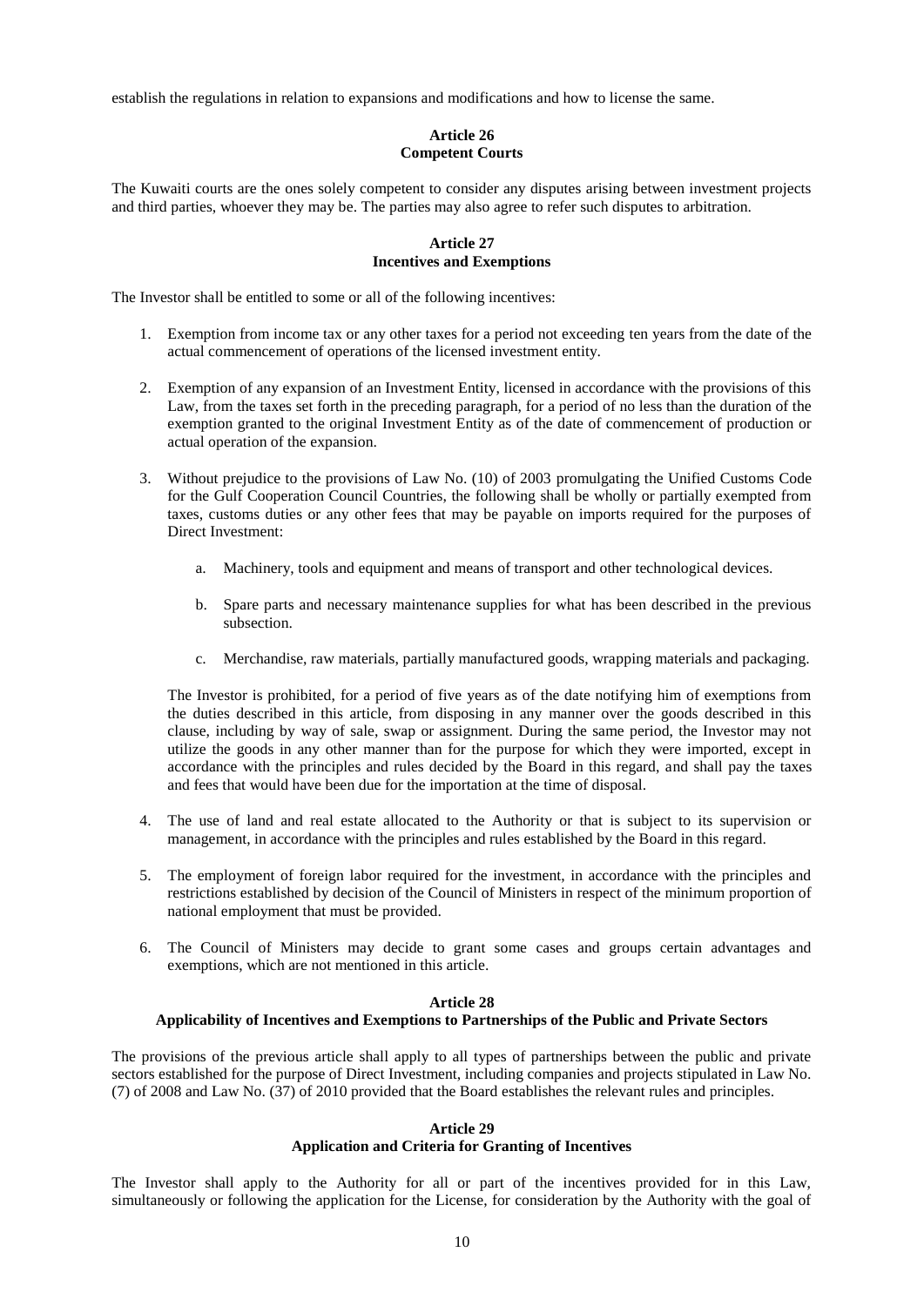establish the regulations in relation to expansions and modifications and how to license the same.

### Article 26
### Competent Courts

The Kuwaiti courts are the ones solely competent to consider any disputes arising between investment projects and third parties, whoever they may be. The parties may also agree to refer such disputes to arbitration.

### Article 27
### Incentives and Exemptions

The Investor shall be entitled to some or all of the following incentives:

1. Exemption from income tax or any other taxes for a period not exceeding ten years from the date of the actual commencement of operations of the licensed investment entity.

2. Exemption of any expansion of an Investment Entity, licensed in accordance with the provisions of this Law, from the taxes set forth in the preceding paragraph, for a period of no less than the duration of the exemption granted to the original Investment Entity as of the date of commencement of production or actual operation of the expansion.

3. Without prejudice to the provisions of Law No. (10) of 2003 promulgating the Unified Customs Code for the Gulf Cooperation Council Countries, the following shall be wholly or partially exempted from taxes, customs duties or any other fees that may be payable on imports required for the purposes of Direct Investment:

   a. Machinery, tools and equipment and means of transport and other technological devices.

   b. Spare parts and necessary maintenance supplies for what has been described in the previous subsection.

   c. Merchandise, raw materials, partially manufactured goods, wrapping materials and packaging.

   The Investor is prohibited, for a period of five years as of the date notifying him of exemptions from the duties described in this article, from disposing in any manner over the goods described in this clause, including by way of sale, swap or assignment. During the same period, the Investor may not utilize the goods in any other manner than for the purpose for which they were imported, except in accordance with the principles and rules decided by the Board in this regard, and shall pay the taxes and fees that would have been due for the importation at the time of disposal.

4. The use of land and real estate allocated to the Authority or that is subject to its supervision or management, in accordance with the principles and rules established by the Board in this regard.

5. The employment of foreign labor required for the investment, in accordance with the principles and restrictions established by decision of the Council of Ministers in respect of the minimum proportion of national employment that must be provided.

6. The Council of Ministers may decide to grant some cases and groups certain advantages and exemptions, which are not mentioned in this article.

### Article 28
### Applicability of Incentives and Exemptions to Partnerships of the Public and Private Sectors

The provisions of the previous article shall apply to all types of partnerships between the public and private sectors established for the purpose of Direct Investment, including companies and projects stipulated in Law No. (7) of 2008 and Law No. (37) of 2010 provided that the Board establishes the relevant rules and principles.

### Article 29
### Application and Criteria for Granting of Incentives

The Investor shall apply to the Authority for all or part of the incentives provided for in this Law, simultaneously or following the application for the License, for consideration by the Authority with the goal of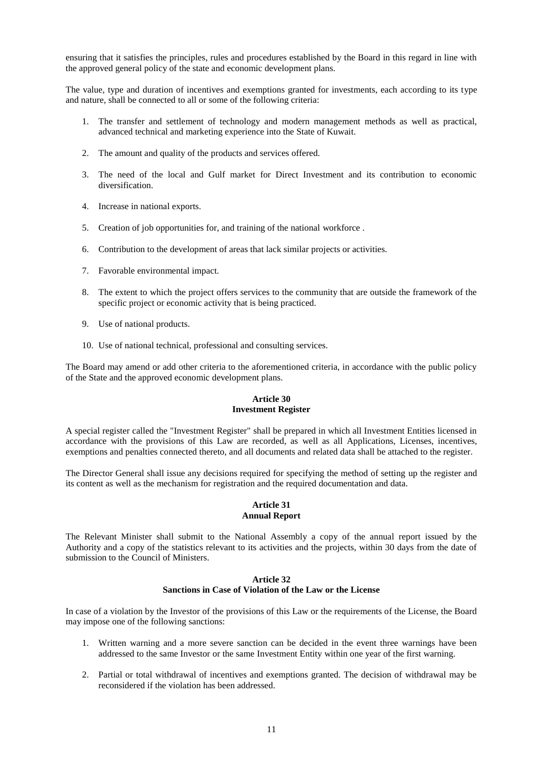ensuring that it satisfies the principles, rules and procedures established by the Board in this regard in line with the approved general policy of the state and economic development plans.

The value, type and duration of incentives and exemptions granted for investments, each according to its type and nature, shall be connected to all or some of the following criteria:

1. The transfer and settlement of technology and modern management methods as well as practical, advanced technical and marketing experience into the State of Kuwait.
2. The amount and quality of the products and services offered.
3. The need of the local and Gulf market for Direct Investment and its contribution to economic diversification.
4. Increase in national exports.
5. Creation of job opportunities for, and training of the national workforce .
6. Contribution to the development of areas that lack similar projects or activities.
7. Favorable environmental impact.
8. The extent to which the project offers services to the community that are outside the framework of the specific project or economic activity that is being practiced.
9. Use of national products.
10. Use of national technical, professional and consulting services.

The Board may amend or add other criteria to the aforementioned criteria, in accordance with the public policy of the State and the approved economic development plans.

**Article 30**
**Investment Register**

A special register called the "Investment Register" shall be prepared in which all Investment Entities licensed in accordance with the provisions of this Law are recorded, as well as all Applications, Licenses, incentives, exemptions and penalties connected thereto, and all documents and related data shall be attached to the register.

The Director General shall issue any decisions required for specifying the method of setting up the register and its content as well as the mechanism for registration and the required documentation and data.

**Article 31**
**Annual Report**

The Relevant Minister shall submit to the National Assembly a copy of the annual report issued by the Authority and a copy of the statistics relevant to its activities and the projects, within 30 days from the date of submission to the Council of Ministers.

**Article 32**
**Sanctions in Case of Violation of the Law or the License**

In case of a violation by the Investor of the provisions of this Law or the requirements of the License, the Board may impose one of the following sanctions:

1. Written warning and a more severe sanction can be decided in the event three warnings have been addressed to the same Investor or the same Investment Entity within one year of the first warning.
2. Partial or total withdrawal of incentives and exemptions granted. The decision of withdrawal may be reconsidered if the violation has been addressed.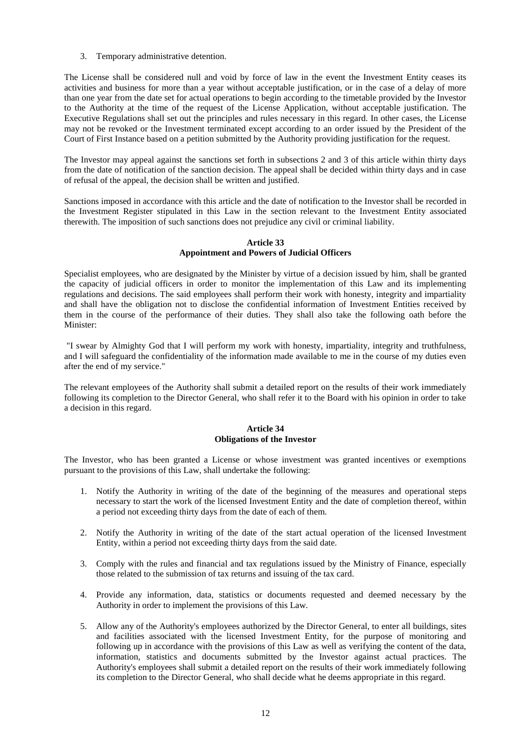3. Temporary administrative detention.

The License shall be considered null and void by force of law in the event the Investment Entity ceases its activities and business for more than a year without acceptable justification, or in the case of a delay of more than one year from the date set for actual operations to begin according to the timetable provided by the Investor to the Authority at the time of the request of the License Application, without acceptable justification. The Executive Regulations shall set out the principles and rules necessary in this regard. In other cases, the License may not be revoked or the Investment terminated except according to an order issued by the President of the Court of First Instance based on a petition submitted by the Authority providing justification for the request.

The Investor may appeal against the sanctions set forth in subsections 2 and 3 of this article within thirty days from the date of notification of the sanction decision. The appeal shall be decided within thirty days and in case of refusal of the appeal, the decision shall be written and justified.

Sanctions imposed in accordance with this article and the date of notification to the Investor shall be recorded in the Investment Register stipulated in this Law in the section relevant to the Investment Entity associated therewith. The imposition of such sanctions does not prejudice any civil or criminal liability.

### Article 33
### Appointment and Powers of Judicial Officers

Specialist employees, who are designated by the Minister by virtue of a decision issued by him, shall be granted the capacity of judicial officers in order to monitor the implementation of this Law and its implementing regulations and decisions. The said employees shall perform their work with honesty, integrity and impartiality and shall have the obligation not to disclose the confidential information of Investment Entities received by them in the course of the performance of their duties. They shall also take the following oath before the Minister:

"I swear by Almighty God that I will perform my work with honesty, impartiality, integrity and truthfulness, and I will safeguard the confidentiality of the information made available to me in the course of my duties even after the end of my service."

The relevant employees of the Authority shall submit a detailed report on the results of their work immediately following its completion to the Director General, who shall refer it to the Board with his opinion in order to take a decision in this regard.

### Article 34
### Obligations of the Investor

The Investor, who has been granted a License or whose investment was granted incentives or exemptions pursuant to the provisions of this Law, shall undertake the following:

1. Notify the Authority in writing of the date of the beginning of the measures and operational steps necessary to start the work of the licensed Investment Entity and the date of completion thereof, within a period not exceeding thirty days from the date of each of them.

2. Notify the Authority in writing of the date of the start actual operation of the licensed Investment Entity, within a period not exceeding thirty days from the said date.

3. Comply with the rules and financial and tax regulations issued by the Ministry of Finance, especially those related to the submission of tax returns and issuing of the tax card.

4. Provide any information, data, statistics or documents requested and deemed necessary by the Authority in order to implement the provisions of this Law.

5. Allow any of the Authority's employees authorized by the Director General, to enter all buildings, sites and facilities associated with the licensed Investment Entity, for the purpose of monitoring and following up in accordance with the provisions of this Law as well as verifying the content of the data, information, statistics and documents submitted by the Investor against actual practices. The Authority's employees shall submit a detailed report on the results of their work immediately following its completion to the Director General, who shall decide what he deems appropriate in this regard.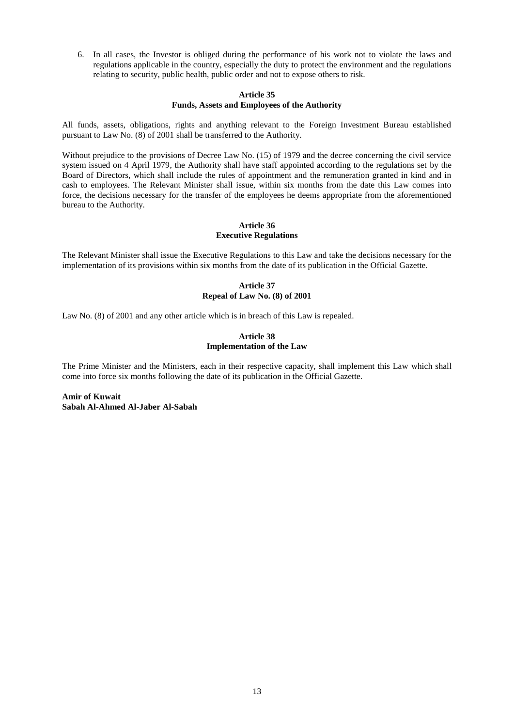6. In all cases, the Investor is obliged during the performance of his work not to violate the laws and regulations applicable in the country, especially the duty to protect the environment and the regulations relating to security, public health, public order and not to expose others to risk.

**Article 35**
**Funds, Assets and Employees of the Authority**

All funds, assets, obligations, rights and anything relevant to the Foreign Investment Bureau established pursuant to Law No. (8) of 2001 shall be transferred to the Authority.

Without prejudice to the provisions of Decree Law No. (15) of 1979 and the decree concerning the civil service system issued on 4 April 1979, the Authority shall have staff appointed according to the regulations set by the Board of Directors, which shall include the rules of appointment and the remuneration granted in kind and in cash to employees. The Relevant Minister shall issue, within six months from the date this Law comes into force, the decisions necessary for the transfer of the employees he deems appropriate from the aforementioned bureau to the Authority.

**Article 36**
**Executive Regulations**

The Relevant Minister shall issue the Executive Regulations to this Law and take the decisions necessary for the implementation of its provisions within six months from the date of its publication in the Official Gazette.

**Article 37**
**Repeal of Law No. (8) of 2001**

Law No. (8) of 2001 and any other article which is in breach of this Law is repealed.

**Article 38**
**Implementation of the Law**

The Prime Minister and the Ministers, each in their respective capacity, shall implement this Law which shall come into force six months following the date of its publication in the Official Gazette.

**Amir of Kuwait**
**Sabah Al-Ahmed Al-Jaber Al-Sabah**